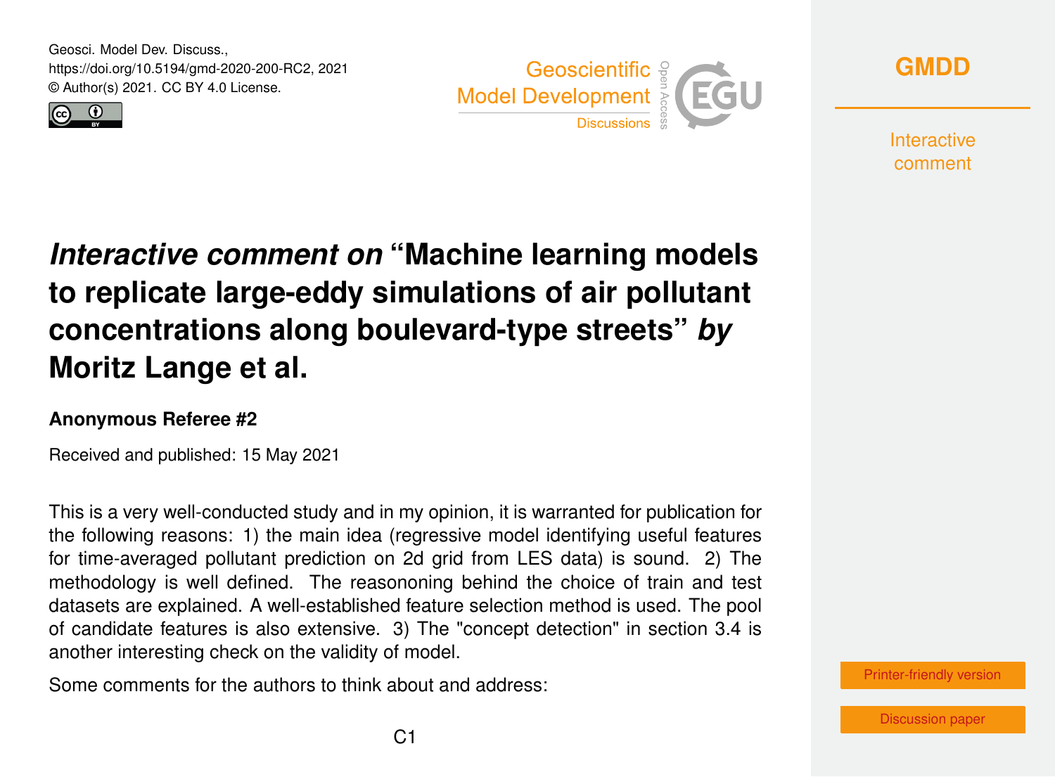Geosci. Model Dev. Discuss.,
https://doi.org/10.5194/gmd-2020-200-RC2, 2021
© Author(s) 2021. CC BY 4.0 License.

# *Interactive comment on* "Machine learning models to replicate large-eddy simulations of air pollutant concentrations along boulevard-type streets" *by* Moritz Lange et al.

### Anonymous Referee #2

Received and published: 15 May 2021

This is a very well-conducted study and in my opinion, it is warranted for publication for the following reasons: 1) the main idea (regressive model identifying useful features for time-averaged pollutant prediction on 2d grid from LES data) is sound. 2) The methodology is well defined. The reasononing behind the choice of train and test datasets are explained. A well-established feature selection method is used. The pool of candidate features is also extensive. 3) The "concept detection" in section 3.4 is another interesting check on the validity of model.

Some comments for the authors to think about and address: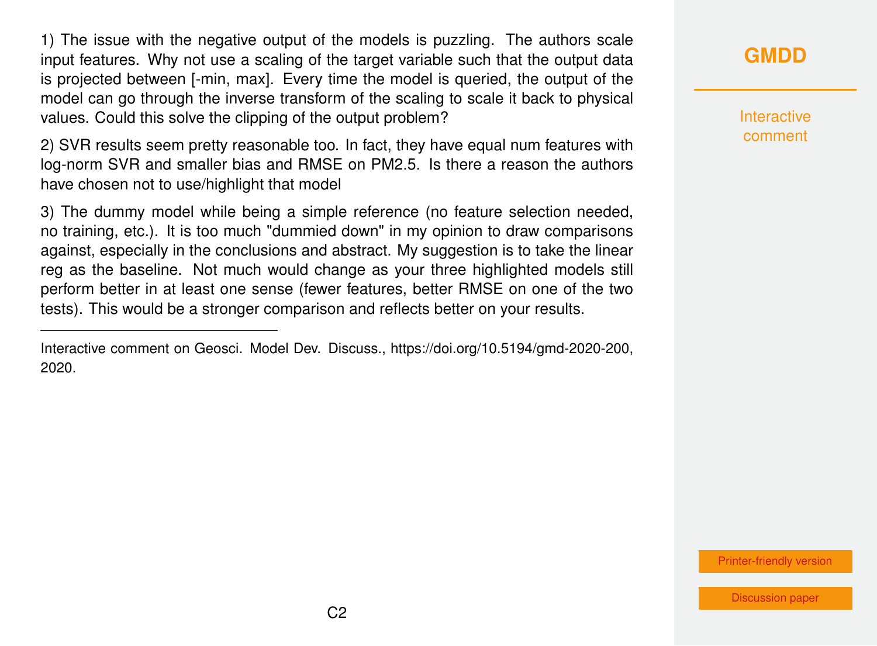1) The issue with the negative output of the models is puzzling. The authors scale input features. Why not use a scaling of the target variable such that the output data is projected between [-min, max]. Every time the model is queried, the output of the model can go through the inverse transform of the scaling to scale it back to physical values. Could this solve the clipping of the output problem?

2) SVR results seem pretty reasonable too. In fact, they have equal num features with log-norm SVR and smaller bias and RMSE on PM2.5. Is there a reason the authors have chosen not to use/highlight that model

3) The dummy model while being a simple reference (no feature selection needed, no training, etc.). It is too much "dummied down" in my opinion to draw comparisons against, especially in the conclusions and abstract. My suggestion is to take the linear reg as the baseline. Not much would change as your three highlighted models still perform better in at least one sense (fewer features, better RMSE on one of the two tests). This would be a stronger comparison and reflects better on your results.

---

Interactive comment on Geosci. Model Dev. Discuss., https://doi.org/10.5194/gmd-2020-200, 2020.